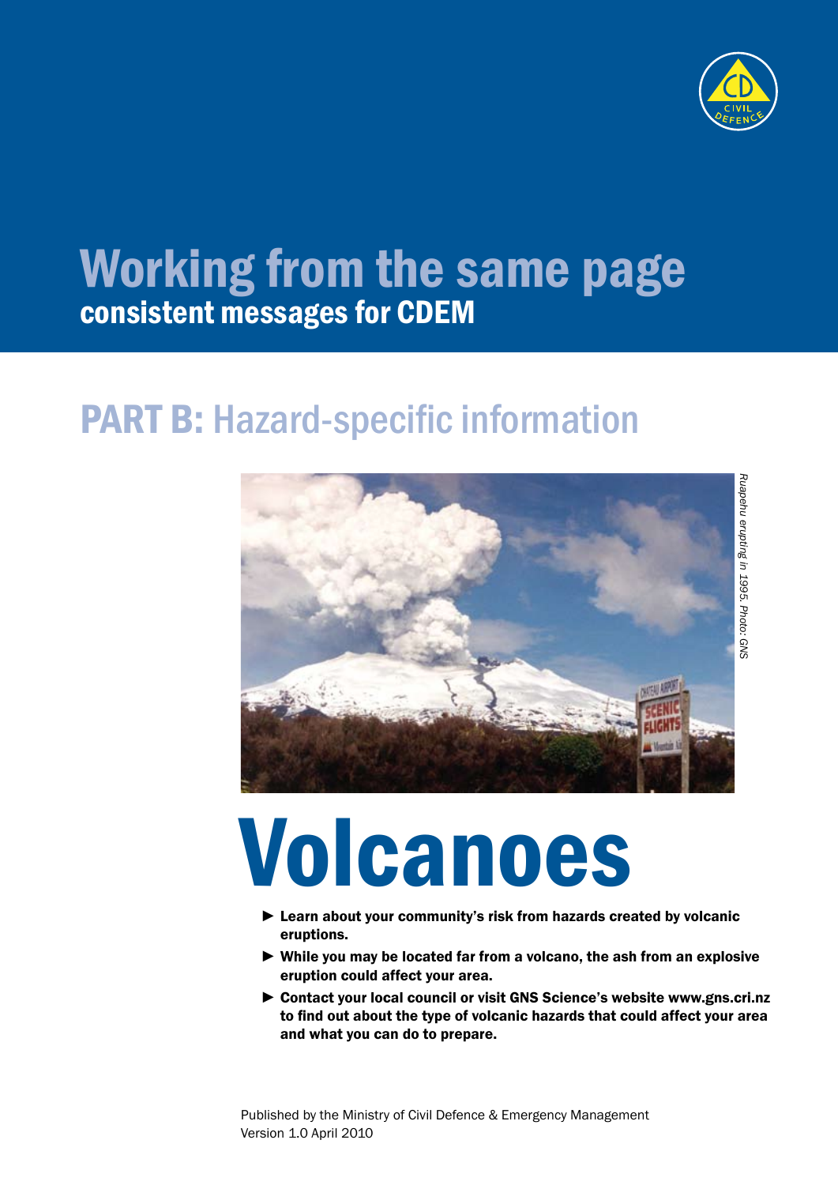# Working from the same page

## consistent messages for CDEM

## PART B: Hazard-specific information

*Ruapehu erupting in 1995. Photo: GNS*

# Volcanoes

- **Learn about your community's risk from hazards created by volcanic eruptions.**
- **While you may be located far from a volcano, the ash from an explosive eruption could affect your area.**
- **Contact your local council or visit GNS Science's website www.gns.cri.nz to find out about the type of volcanic hazards that could affect your area and what you can do to prepare.**

Published by the Ministry of Civil Defence & Emergency Management
Version 1.0 April 2010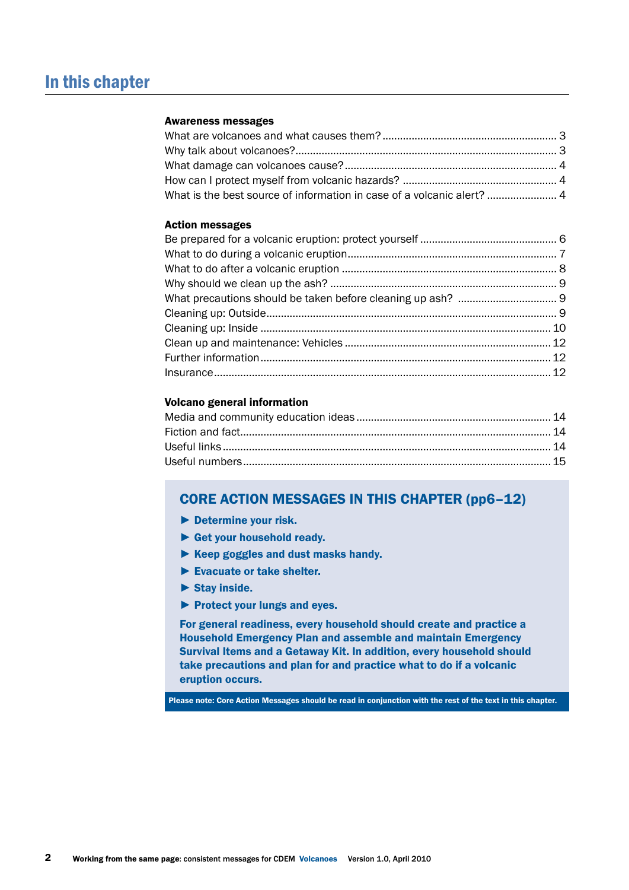# In this chapter

**Awareness messages**

What are volcanoes and what causes them? ........ 3
Why talk about volcanoes? ........ 3
What damage can volcanoes cause? ........ 4
How can I protect myself from volcanic hazards? ........ 4
What is the best source of information in case of a volcanic alert? ........ 4

**Action messages**

Be prepared for a volcanic eruption: protect yourself ........ 6
What to do during a volcanic eruption ........ 7
What to do after a volcanic eruption ........ 8
Why should we clean up the ash? ........ 9
What precautions should be taken before cleaning up ash? ........ 9
Cleaning up: Outside ........ 9
Cleaning up: Inside ........ 10
Clean up and maintenance: Vehicles ........ 12
Further information ........ 12
Insurance ........ 12

**Volcano general information**

Media and community education ideas ........ 14
Fiction and fact ........ 14
Useful links ........ 14
Useful numbers ........ 15

## CORE ACTION MESSAGES IN THIS CHAPTER (pp6–12)

- **Determine your risk.**
- **Get your household ready.**
- **Keep goggles and dust masks handy.**
- **Evacuate or take shelter.**
- **Stay inside.**
- **Protect your lungs and eyes.**

**For general readiness, every household should create and practice a Household Emergency Plan and assemble and maintain Emergency Survival Items and a Getaway Kit. In addition, every household should take precautions and plan for and practice what to do if a volcanic eruption occurs.**

**Please note: Core Action Messages should be read in conjunction with the rest of the text in this chapter.**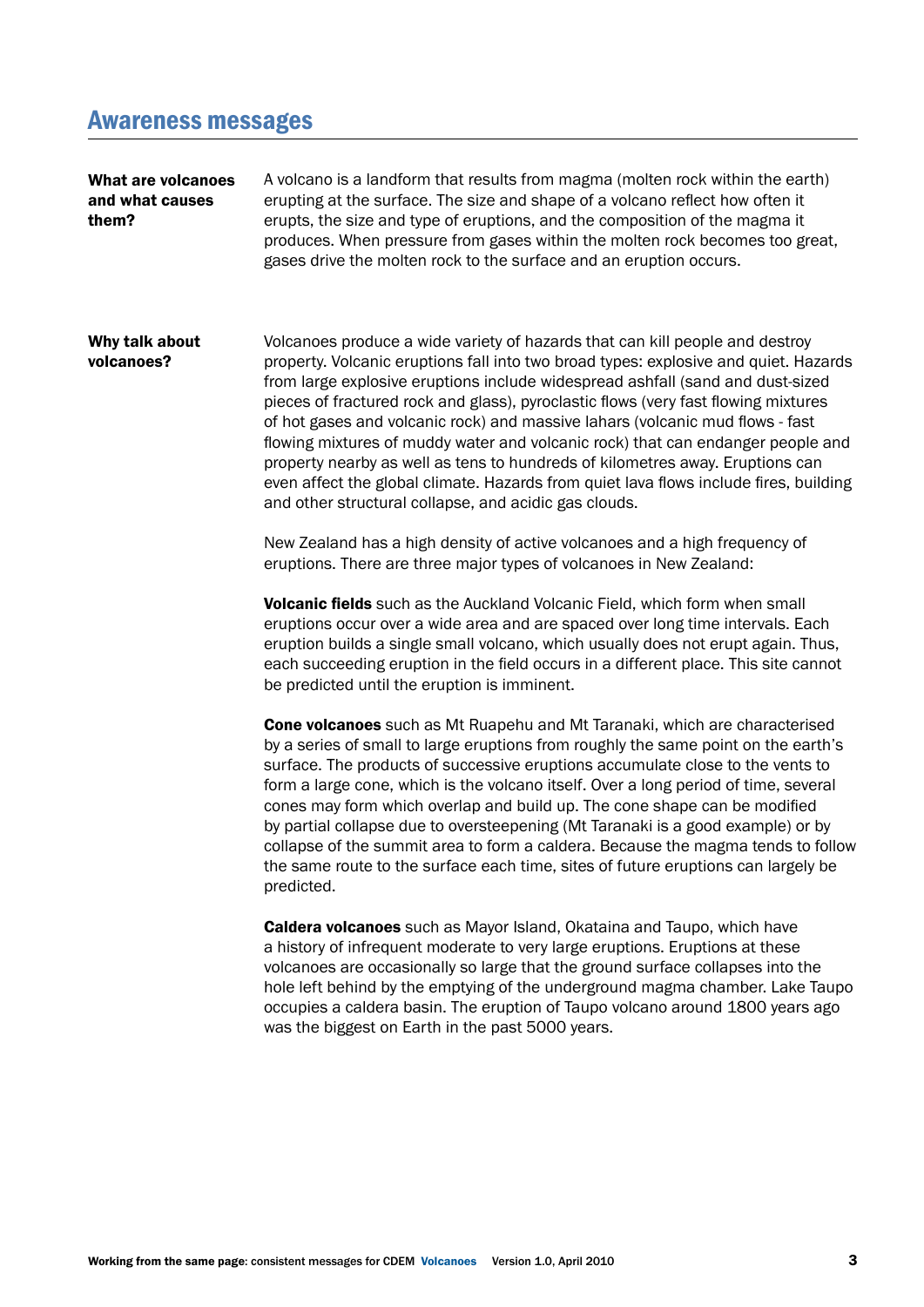## Awareness messages

**What are volcanoes and what causes them?**

A volcano is a landform that results from magma (molten rock within the earth) erupting at the surface. The size and shape of a volcano reflect how often it erupts, the size and type of eruptions, and the composition of the magma it produces. When pressure from gases within the molten rock becomes too great, gases drive the molten rock to the surface and an eruption occurs.

**Why talk about volcanoes?**

Volcanoes produce a wide variety of hazards that can kill people and destroy property. Volcanic eruptions fall into two broad types: explosive and quiet. Hazards from large explosive eruptions include widespread ashfall (sand and dust-sized pieces of fractured rock and glass), pyroclastic flows (very fast flowing mixtures of hot gases and volcanic rock) and massive lahars (volcanic mud flows - fast flowing mixtures of muddy water and volcanic rock) that can endanger people and property nearby as well as tens to hundreds of kilometres away. Eruptions can even affect the global climate. Hazards from quiet lava flows include fires, building and other structural collapse, and acidic gas clouds.

New Zealand has a high density of active volcanoes and a high frequency of eruptions. There are three major types of volcanoes in New Zealand:

**Volcanic fields** such as the Auckland Volcanic Field, which form when small eruptions occur over a wide area and are spaced over long time intervals. Each eruption builds a single small volcano, which usually does not erupt again. Thus, each succeeding eruption in the field occurs in a different place. This site cannot be predicted until the eruption is imminent.

**Cone volcanoes** such as Mt Ruapehu and Mt Taranaki, which are characterised by a series of small to large eruptions from roughly the same point on the earth's surface. The products of successive eruptions accumulate close to the vents to form a large cone, which is the volcano itself. Over a long period of time, several cones may form which overlap and build up. The cone shape can be modified by partial collapse due to oversteepening (Mt Taranaki is a good example) or by collapse of the summit area to form a caldera. Because the magma tends to follow the same route to the surface each time, sites of future eruptions can largely be predicted.

**Caldera volcanoes** such as Mayor Island, Okataina and Taupo, which have a history of infrequent moderate to very large eruptions. Eruptions at these volcanoes are occasionally so large that the ground surface collapses into the hole left behind by the emptying of the underground magma chamber. Lake Taupo occupies a caldera basin. The eruption of Taupo volcano around 1800 years ago was the biggest on Earth in the past 5000 years.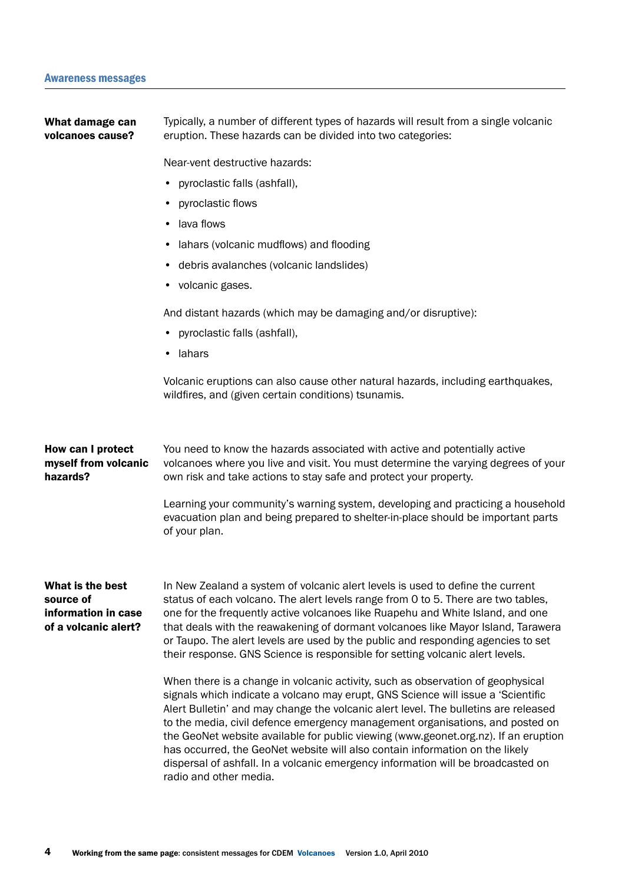## Awareness messages

### What damage can volcanoes cause?

Typically, a number of different types of hazards will result from a single volcanic eruption. These hazards can be divided into two categories:

Near-vent destructive hazards:

- pyroclastic falls (ashfall),
- pyroclastic flows
- lava flows
- lahars (volcanic mudflows) and flooding
- debris avalanches (volcanic landslides)
- volcanic gases.

And distant hazards (which may be damaging and/or disruptive):

- pyroclastic falls (ashfall),
- lahars

Volcanic eruptions can also cause other natural hazards, including earthquakes, wildfires, and (given certain conditions) tsunamis.

### How can I protect myself from volcanic hazards?

You need to know the hazards associated with active and potentially active volcanoes where you live and visit. You must determine the varying degrees of your own risk and take actions to stay safe and protect your property.

Learning your community's warning system, developing and practicing a household evacuation plan and being prepared to shelter-in-place should be important parts of your plan.

### What is the best source of information in case of a volcanic alert?

In New Zealand a system of volcanic alert levels is used to define the current status of each volcano. The alert levels range from 0 to 5. There are two tables, one for the frequently active volcanoes like Ruapehu and White Island, and one that deals with the reawakening of dormant volcanoes like Mayor Island, Tarawera or Taupo. The alert levels are used by the public and responding agencies to set their response. GNS Science is responsible for setting volcanic alert levels.

When there is a change in volcanic activity, such as observation of geophysical signals which indicate a volcano may erupt, GNS Science will issue a 'Scientific Alert Bulletin' and may change the volcanic alert level. The bulletins are released to the media, civil defence emergency management organisations, and posted on the GeoNet website available for public viewing (www.geonet.org.nz). If an eruption has occurred, the GeoNet website will also contain information on the likely dispersal of ashfall. In a volcanic emergency information will be broadcasted on radio and other media.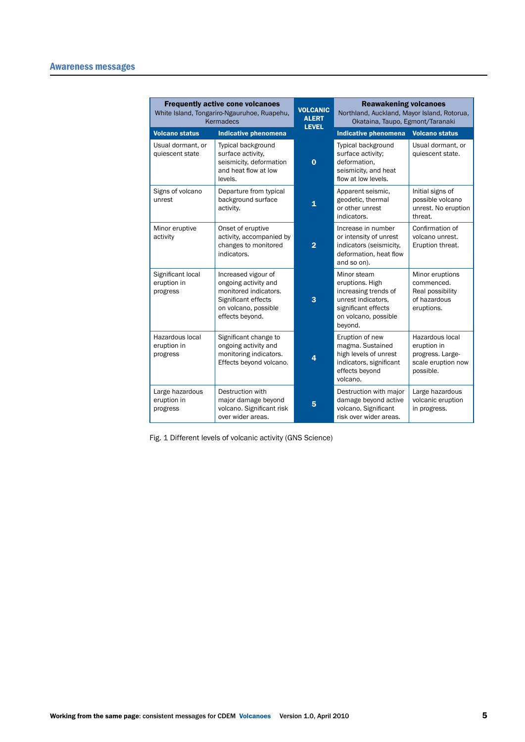## Awareness messages

| Frequently active cone volcanoes<br>White Island, Tongariro-Ngauruhoe, Ruapehu, Kermadecs | | VOLCANIC ALERT LEVEL | Reawakening volcanoes<br>Northland, Auckland, Mayor Island, Rotorua, Okataina, Taupo, Egmont/Taranaki | |
|---|---|---|---|---|
| **Volcano status** | **Indicative phenomena** | | **Indicative phenomena** | **Volcano status** |
| Usual dormant, or quiescent state | Typical background surface activity, seismicity, deformation and heat flow at low levels. | **0** | Typical background surface activity; deformation, seismicity, and heat flow at low levels. | Usual dormant, or quiescent state. |
| Signs of volcano unrest | Departure from typical background surface activity. | **1** | Apparent seismic, geodetic, thermal or other unrest indicators. | Initial signs of possible volcano unrest. No eruption threat. |
| Minor eruptive activity | Onset of eruptive activity, accompanied by changes to monitored indicators. | **2** | Increase in number or intensity of unrest indicators (seismicity, deformation, heat flow and so on). | Confirmation of volcano unrest. Eruption threat. |
| Significant local eruption in progress | Increased vigour of ongoing activity and monitored indicators. Significant effects on volcano, possible effects beyond. | **3** | Minor steam eruptions. High increasing trends of unrest indicators, significant effects on volcano, possible beyond. | Minor eruptions commenced. Real possibility of hazardous eruptions. |
| Hazardous local eruption in progress | Significant change to ongoing activity and monitoring indicators. Effects beyond volcano. | **4** | Eruption of new magma. Sustained high levels of unrest indicators, significant effects beyond volcano. | Hazardous local eruption in progress. Large-scale eruption now possible. |
| Large hazardous eruption in progress | Destruction with major damage beyond volcano. Significant risk over wider areas. | **5** | Destruction with major damage beyond active volcano. Significant risk over wider areas. | Large hazardous volcanic eruption in progress. |

Fig. 1 Different levels of volcanic activity (GNS Science)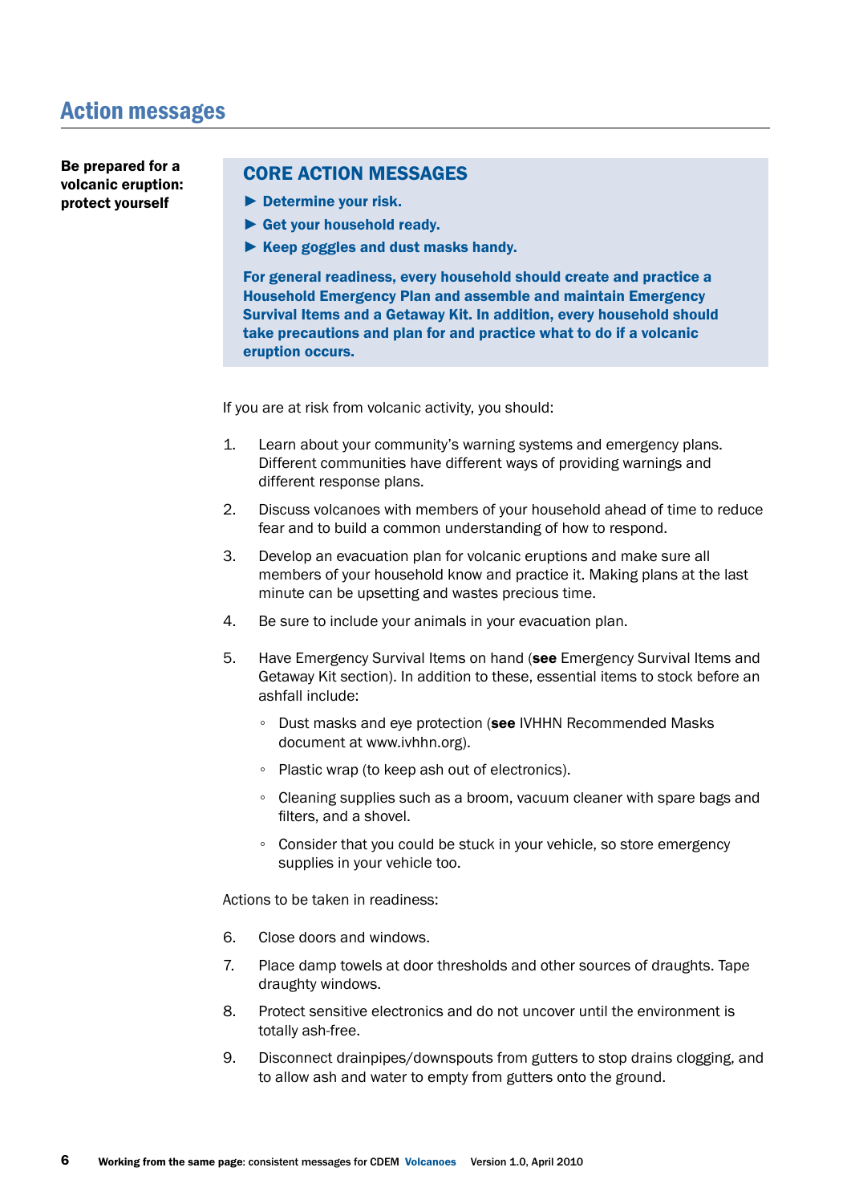## Action messages

**Be prepared for a volcanic eruption: protect yourself**

### CORE ACTION MESSAGES

- ► **Determine your risk.**
- ► **Get your household ready.**
- ► **Keep goggles and dust masks handy.**

**For general readiness, every household should create and practice a Household Emergency Plan and assemble and maintain Emergency Survival Items and a Getaway Kit. In addition, every household should take precautions and plan for and practice what to do if a volcanic eruption occurs.**

If you are at risk from volcanic activity, you should:

1. Learn about your community's warning systems and emergency plans. Different communities have different ways of providing warnings and different response plans.
2. Discuss volcanoes with members of your household ahead of time to reduce fear and to build a common understanding of how to respond.
3. Develop an evacuation plan for volcanic eruptions and make sure all members of your household know and practice it. Making plans at the last minute can be upsetting and wastes precious time.
4. Be sure to include your animals in your evacuation plan.
5. Have Emergency Survival Items on hand (**see** Emergency Survival Items and Getaway Kit section). In addition to these, essential items to stock before an ashfall include:
   - Dust masks and eye protection (**see** IVHHN Recommended Masks document at www.ivhhn.org).
   - Plastic wrap (to keep ash out of electronics).
   - Cleaning supplies such as a broom, vacuum cleaner with spare bags and filters, and a shovel.
   - Consider that you could be stuck in your vehicle, so store emergency supplies in your vehicle too.

Actions to be taken in readiness:

6. Close doors and windows.
7. Place damp towels at door thresholds and other sources of draughts. Tape draughty windows.
8. Protect sensitive electronics and do not uncover until the environment is totally ash-free.
9. Disconnect drainpipes/downspouts from gutters to stop drains clogging, and to allow ash and water to empty from gutters onto the ground.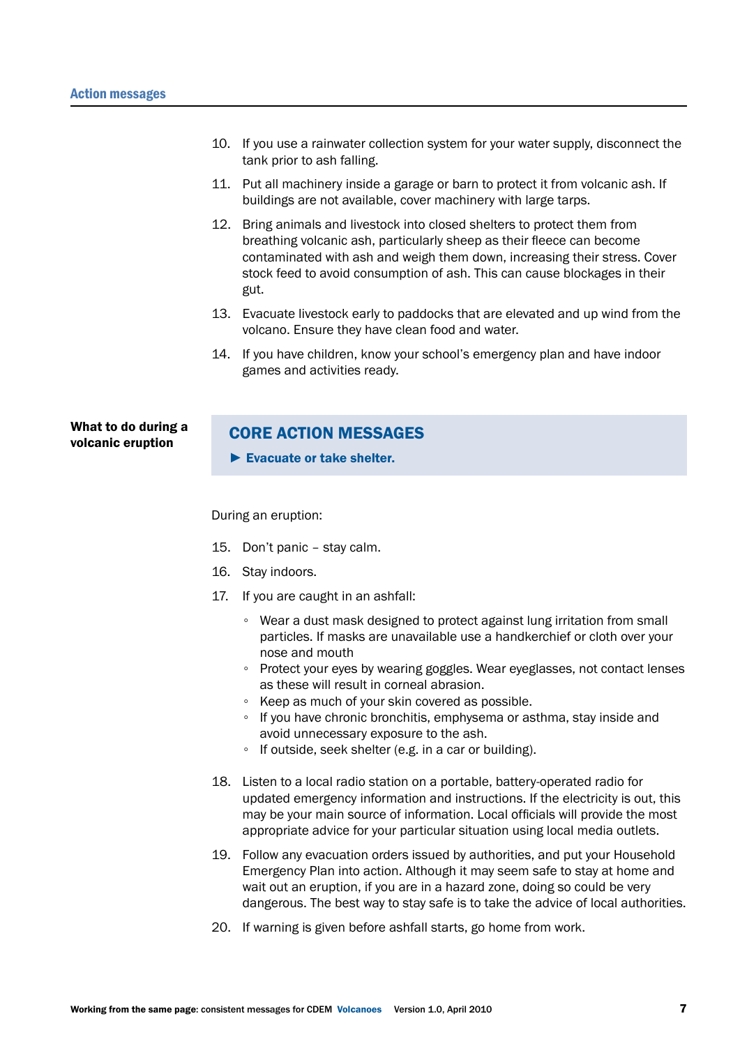10. If you use a rainwater collection system for your water supply, disconnect the tank prior to ash falling.
11. Put all machinery inside a garage or barn to protect it from volcanic ash. If buildings are not available, cover machinery with large tarps.
12. Bring animals and livestock into closed shelters to protect them from breathing volcanic ash, particularly sheep as their fleece can become contaminated with ash and weigh them down, increasing their stress. Cover stock feed to avoid consumption of ash. This can cause blockages in their gut.
13. Evacuate livestock early to paddocks that are elevated and up wind from the volcano. Ensure they have clean food and water.
14. If you have children, know your school's emergency plan and have indoor games and activities ready.

**What to do during a volcanic eruption**

## CORE ACTION MESSAGES

► **Evacuate or take shelter.**

During an eruption:

15. Don't panic – stay calm.
16. Stay indoors.
17. If you are caught in an ashfall:
    - Wear a dust mask designed to protect against lung irritation from small particles. If masks are unavailable use a handkerchief or cloth over your nose and mouth
    - Protect your eyes by wearing goggles. Wear eyeglasses, not contact lenses as these will result in corneal abrasion.
    - Keep as much of your skin covered as possible.
    - If you have chronic bronchitis, emphysema or asthma, stay inside and avoid unnecessary exposure to the ash.
    - If outside, seek shelter (e.g. in a car or building).
18. Listen to a local radio station on a portable, battery-operated radio for updated emergency information and instructions. If the electricity is out, this may be your main source of information. Local officials will provide the most appropriate advice for your particular situation using local media outlets.
19. Follow any evacuation orders issued by authorities, and put your Household Emergency Plan into action. Although it may seem safe to stay at home and wait out an eruption, if you are in a hazard zone, doing so could be very dangerous. The best way to stay safe is to take the advice of local authorities.
20. If warning is given before ashfall starts, go home from work.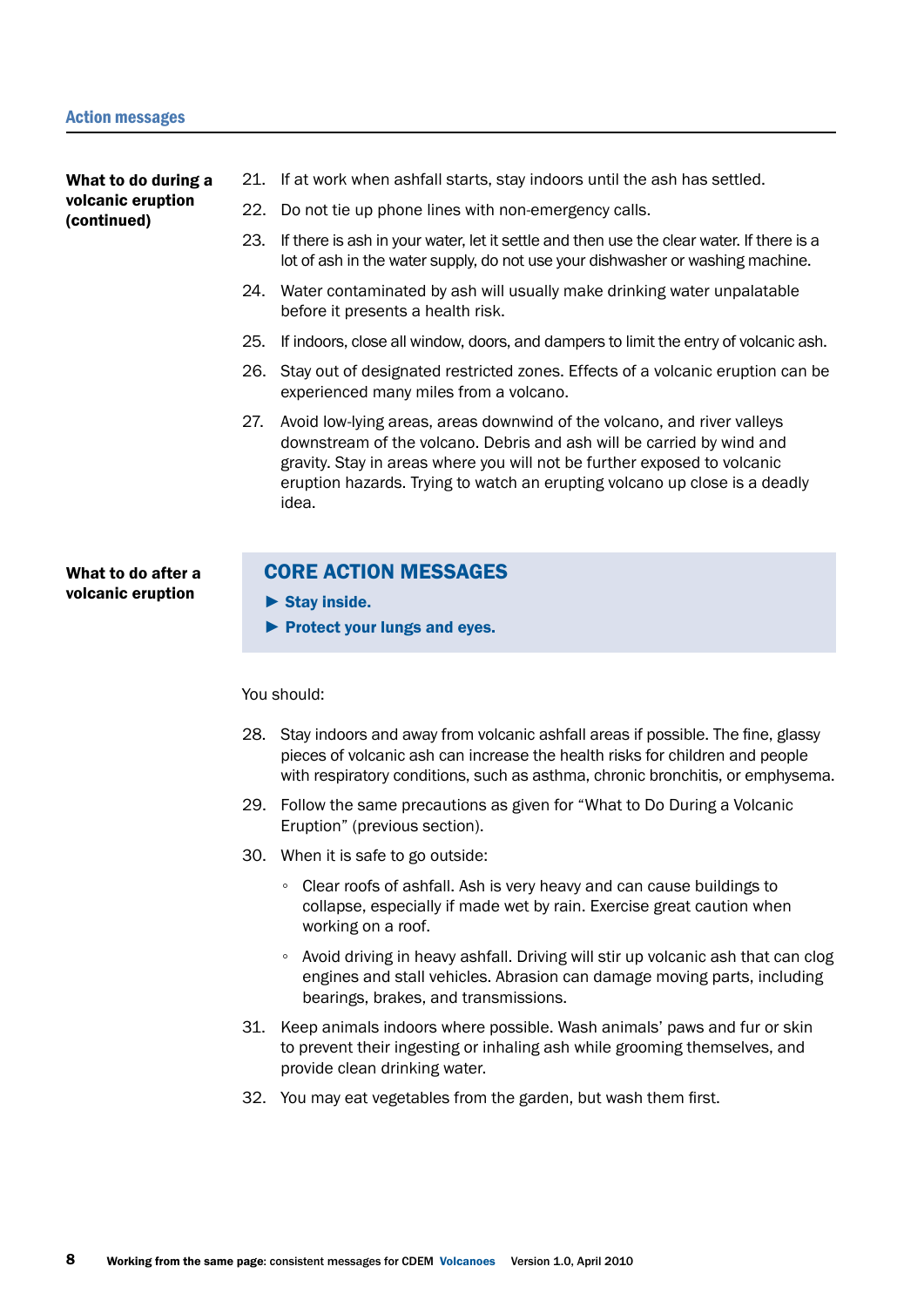**What to do during a volcanic eruption (continued)**

21. If at work when ashfall starts, stay indoors until the ash has settled.
22. Do not tie up phone lines with non-emergency calls.
23. If there is ash in your water, let it settle and then use the clear water. If there is a lot of ash in the water supply, do not use your dishwasher or washing machine.
24. Water contaminated by ash will usually make drinking water unpalatable before it presents a health risk.
25. If indoors, close all window, doors, and dampers to limit the entry of volcanic ash.
26. Stay out of designated restricted zones. Effects of a volcanic eruption can be experienced many miles from a volcano.
27. Avoid low-lying areas, areas downwind of the volcano, and river valleys downstream of the volcano. Debris and ash will be carried by wind and gravity. Stay in areas where you will not be further exposed to volcanic eruption hazards. Trying to watch an erupting volcano up close is a deadly idea.

**What to do after a volcanic eruption**

## CORE ACTION MESSAGES

- **Stay inside.**
- **Protect your lungs and eyes.**

You should:

28. Stay indoors and away from volcanic ashfall areas if possible. The fine, glassy pieces of volcanic ash can increase the health risks for children and people with respiratory conditions, such as asthma, chronic bronchitis, or emphysema.
29. Follow the same precautions as given for "What to Do During a Volcanic Eruption" (previous section).
30. When it is safe to go outside:
    - Clear roofs of ashfall. Ash is very heavy and can cause buildings to collapse, especially if made wet by rain. Exercise great caution when working on a roof.
    - Avoid driving in heavy ashfall. Driving will stir up volcanic ash that can clog engines and stall vehicles. Abrasion can damage moving parts, including bearings, brakes, and transmissions.
31. Keep animals indoors where possible. Wash animals' paws and fur or skin to prevent their ingesting or inhaling ash while grooming themselves, and provide clean drinking water.
32. You may eat vegetables from the garden, but wash them first.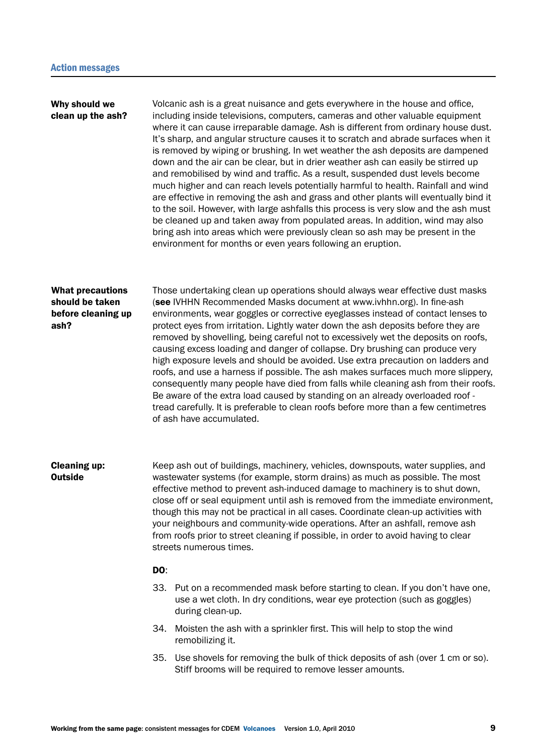## Action messages

**Why should we clean up the ash?**

Volcanic ash is a great nuisance and gets everywhere in the house and office, including inside televisions, computers, cameras and other valuable equipment where it can cause irreparable damage. Ash is different from ordinary house dust. It's sharp, and angular structure causes it to scratch and abrade surfaces when it is removed by wiping or brushing. In wet weather the ash deposits are dampened down and the air can be clear, but in drier weather ash can easily be stirred up and remobilised by wind and traffic. As a result, suspended dust levels become much higher and can reach levels potentially harmful to health. Rainfall and wind are effective in removing the ash and grass and other plants will eventually bind it to the soil. However, with large ashfalls this process is very slow and the ash must be cleaned up and taken away from populated areas. In addition, wind may also bring ash into areas which were previously clean so ash may be present in the environment for months or even years following an eruption.

**What precautions should be taken before cleaning up ash?**

Those undertaking clean up operations should always wear effective dust masks (**see** IVHHN Recommended Masks document at www.ivhhn.org). In fine-ash environments, wear goggles or corrective eyeglasses instead of contact lenses to protect eyes from irritation. Lightly water down the ash deposits before they are removed by shovelling, being careful not to excessively wet the deposits on roofs, causing excess loading and danger of collapse. Dry brushing can produce very high exposure levels and should be avoided. Use extra precaution on ladders and roofs, and use a harness if possible. The ash makes surfaces much more slippery, consequently many people have died from falls while cleaning ash from their roofs. Be aware of the extra load caused by standing on an already overloaded roof - tread carefully. It is preferable to clean roofs before more than a few centimetres of ash have accumulated.

**Cleaning up: Outside**

Keep ash out of buildings, machinery, vehicles, downspouts, water supplies, and wastewater systems (for example, storm drains) as much as possible. The most effective method to prevent ash-induced damage to machinery is to shut down, close off or seal equipment until ash is removed from the immediate environment, though this may not be practical in all cases. Coordinate clean-up activities with your neighbours and community-wide operations. After an ashfall, remove ash from roofs prior to street cleaning if possible, in order to avoid having to clear streets numerous times.

**DO**:

33. Put on a recommended mask before starting to clean. If you don't have one, use a wet cloth. In dry conditions, wear eye protection (such as goggles) during clean-up.
34. Moisten the ash with a sprinkler first. This will help to stop the wind remobilizing it.
35. Use shovels for removing the bulk of thick deposits of ash (over 1 cm or so). Stiff brooms will be required to remove lesser amounts.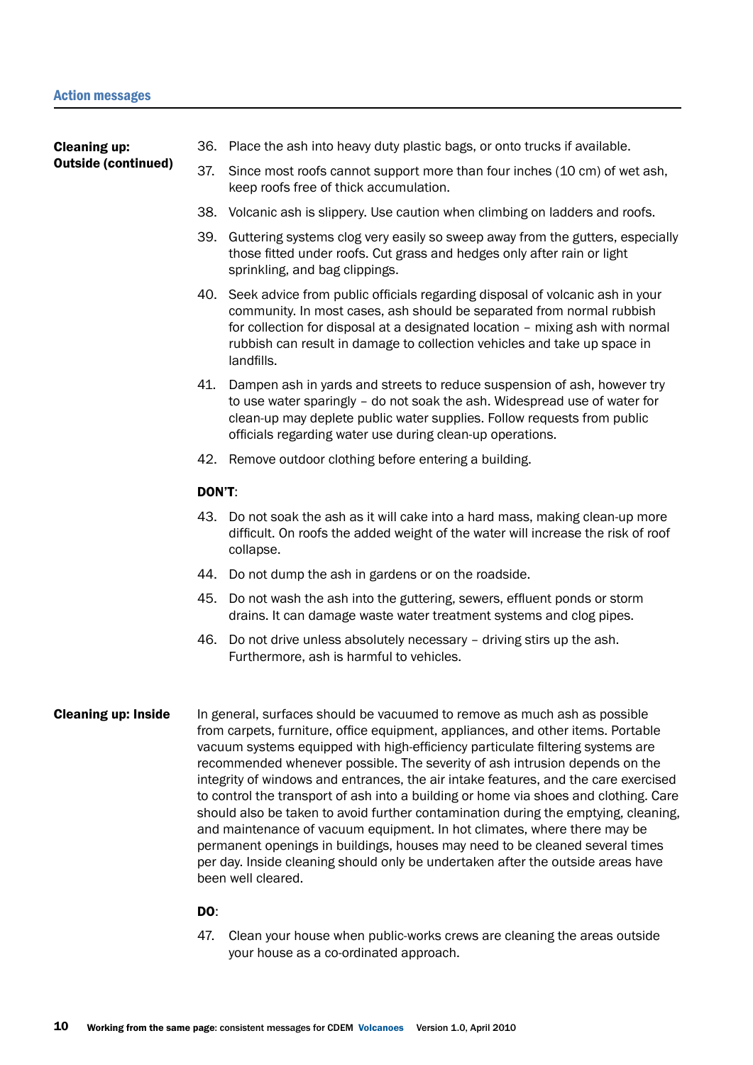## Cleaning up: Outside (continued)

36. Place the ash into heavy duty plastic bags, or onto trucks if available.
37. Since most roofs cannot support more than four inches (10 cm) of wet ash, keep roofs free of thick accumulation.
38. Volcanic ash is slippery. Use caution when climbing on ladders and roofs.
39. Guttering systems clog very easily so sweep away from the gutters, especially those fitted under roofs. Cut grass and hedges only after rain or light sprinkling, and bag clippings.
40. Seek advice from public officials regarding disposal of volcanic ash in your community. In most cases, ash should be separated from normal rubbish for collection for disposal at a designated location – mixing ash with normal rubbish can result in damage to collection vehicles and take up space in landfills.
41. Dampen ash in yards and streets to reduce suspension of ash, however try to use water sparingly – do not soak the ash. Widespread use of water for clean-up may deplete public water supplies. Follow requests from public officials regarding water use during clean-up operations.
42. Remove outdoor clothing before entering a building.

**DON'T**:

43. Do not soak the ash as it will cake into a hard mass, making clean-up more difficult. On roofs the added weight of the water will increase the risk of roof collapse.
44. Do not dump the ash in gardens or on the roadside.
45. Do not wash the ash into the guttering, sewers, effluent ponds or storm drains. It can damage waste water treatment systems and clog pipes.
46. Do not drive unless absolutely necessary – driving stirs up the ash. Furthermore, ash is harmful to vehicles.

## Cleaning up: Inside

In general, surfaces should be vacuumed to remove as much ash as possible from carpets, furniture, office equipment, appliances, and other items. Portable vacuum systems equipped with high-efficiency particulate filtering systems are recommended whenever possible. The severity of ash intrusion depends on the integrity of windows and entrances, the air intake features, and the care exercised to control the transport of ash into a building or home via shoes and clothing. Care should also be taken to avoid further contamination during the emptying, cleaning, and maintenance of vacuum equipment. In hot climates, where there may be permanent openings in buildings, houses may need to be cleaned several times per day. Inside cleaning should only be undertaken after the outside areas have been well cleared.

**DO**:

47. Clean your house when public-works crews are cleaning the areas outside your house as a co-ordinated approach.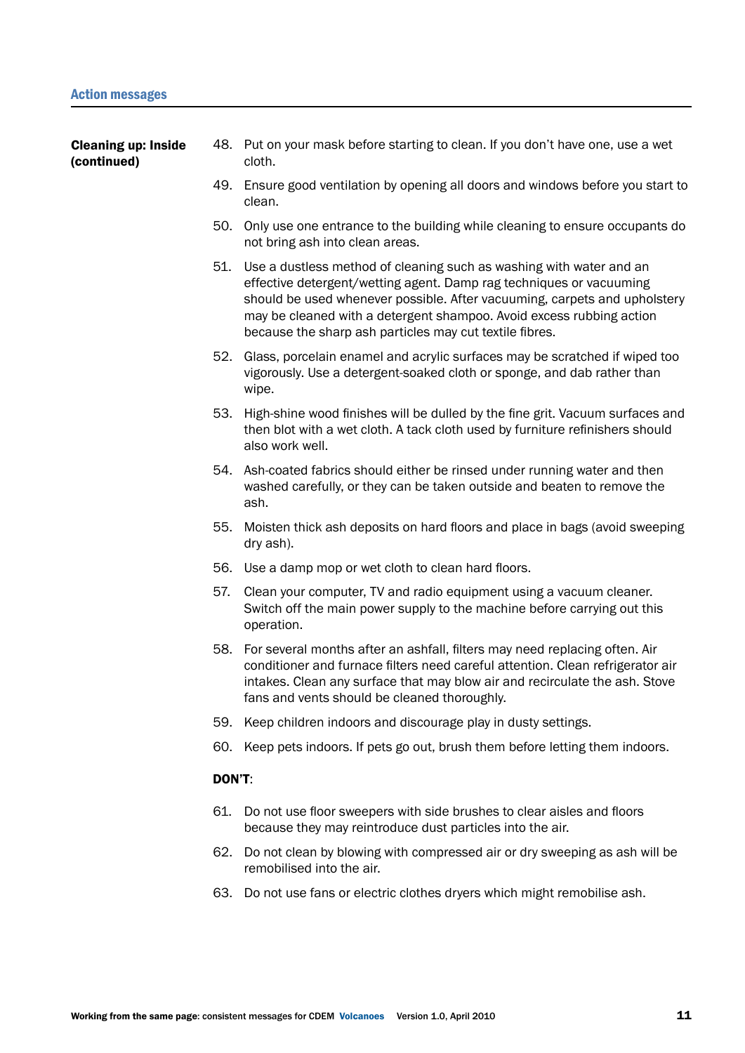## Action messages

**Cleaning up: Inside (continued)**

48. Put on your mask before starting to clean. If you don't have one, use a wet cloth.
49. Ensure good ventilation by opening all doors and windows before you start to clean.
50. Only use one entrance to the building while cleaning to ensure occupants do not bring ash into clean areas.
51. Use a dustless method of cleaning such as washing with water and an effective detergent/wetting agent. Damp rag techniques or vacuuming should be used whenever possible. After vacuuming, carpets and upholstery may be cleaned with a detergent shampoo. Avoid excess rubbing action because the sharp ash particles may cut textile fibres.
52. Glass, porcelain enamel and acrylic surfaces may be scratched if wiped too vigorously. Use a detergent-soaked cloth or sponge, and dab rather than wipe.
53. High-shine wood finishes will be dulled by the fine grit. Vacuum surfaces and then blot with a wet cloth. A tack cloth used by furniture refinishers should also work well.
54. Ash-coated fabrics should either be rinsed under running water and then washed carefully, or they can be taken outside and beaten to remove the ash.
55. Moisten thick ash deposits on hard floors and place in bags (avoid sweeping dry ash).
56. Use a damp mop or wet cloth to clean hard floors.
57. Clean your computer, TV and radio equipment using a vacuum cleaner. Switch off the main power supply to the machine before carrying out this operation.
58. For several months after an ashfall, filters may need replacing often. Air conditioner and furnace filters need careful attention. Clean refrigerator air intakes. Clean any surface that may blow air and recirculate the ash. Stove fans and vents should be cleaned thoroughly.
59. Keep children indoors and discourage play in dusty settings.
60. Keep pets indoors. If pets go out, brush them before letting them indoors.

**DON'T**:

61. Do not use floor sweepers with side brushes to clear aisles and floors because they may reintroduce dust particles into the air.
62. Do not clean by blowing with compressed air or dry sweeping as ash will be remobilised into the air.
63. Do not use fans or electric clothes dryers which might remobilise ash.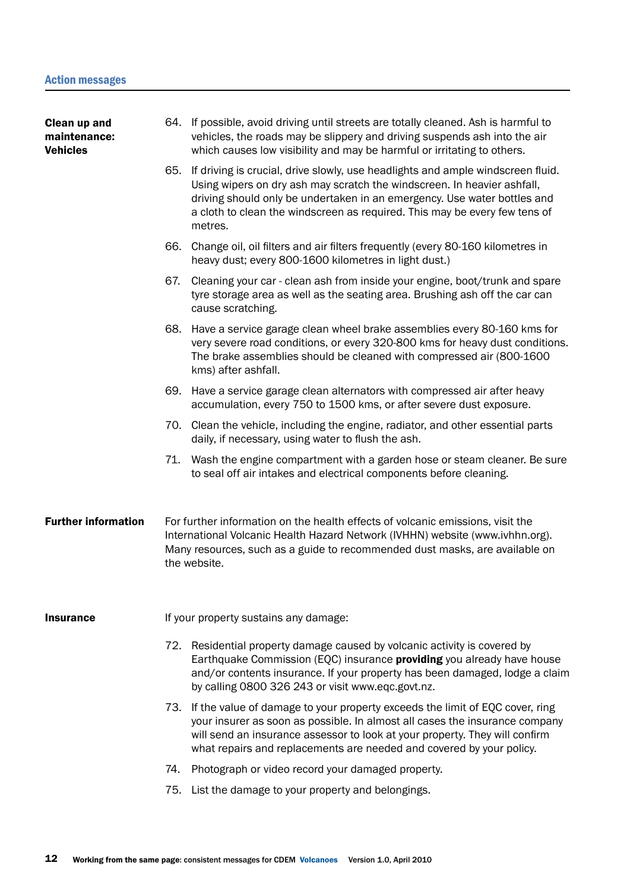## Action messages

**Clean up and maintenance: Vehicles**

64. If possible, avoid driving until streets are totally cleaned. Ash is harmful to vehicles, the roads may be slippery and driving suspends ash into the air which causes low visibility and may be harmful or irritating to others.
65. If driving is crucial, drive slowly, use headlights and ample windscreen fluid. Using wipers on dry ash may scratch the windscreen. In heavier ashfall, driving should only be undertaken in an emergency. Use water bottles and a cloth to clean the windscreen as required. This may be every few tens of metres.
66. Change oil, oil filters and air filters frequently (every 80-160 kilometres in heavy dust; every 800-1600 kilometres in light dust.)
67. Cleaning your car - clean ash from inside your engine, boot/trunk and spare tyre storage area as well as the seating area. Brushing ash off the car can cause scratching.
68. Have a service garage clean wheel brake assemblies every 80-160 kms for very severe road conditions, or every 320-800 kms for heavy dust conditions. The brake assemblies should be cleaned with compressed air (800-1600 kms) after ashfall.
69. Have a service garage clean alternators with compressed air after heavy accumulation, every 750 to 1500 kms, or after severe dust exposure.
70. Clean the vehicle, including the engine, radiator, and other essential parts daily, if necessary, using water to flush the ash.
71. Wash the engine compartment with a garden hose or steam cleaner. Be sure to seal off air intakes and electrical components before cleaning.

**Further information**

For further information on the health effects of volcanic emissions, visit the International Volcanic Health Hazard Network (IVHHN) website (www.ivhhn.org). Many resources, such as a guide to recommended dust masks, are available on the website.

**Insurance**

If your property sustains any damage:

72. Residential property damage caused by volcanic activity is covered by Earthquake Commission (EQC) insurance **providing** you already have house and/or contents insurance. If your property has been damaged, lodge a claim by calling 0800 326 243 or visit www.eqc.govt.nz.
73. If the value of damage to your property exceeds the limit of EQC cover, ring your insurer as soon as possible. In almost all cases the insurance company will send an insurance assessor to look at your property. They will confirm what repairs and replacements are needed and covered by your policy.
74. Photograph or video record your damaged property.
75. List the damage to your property and belongings.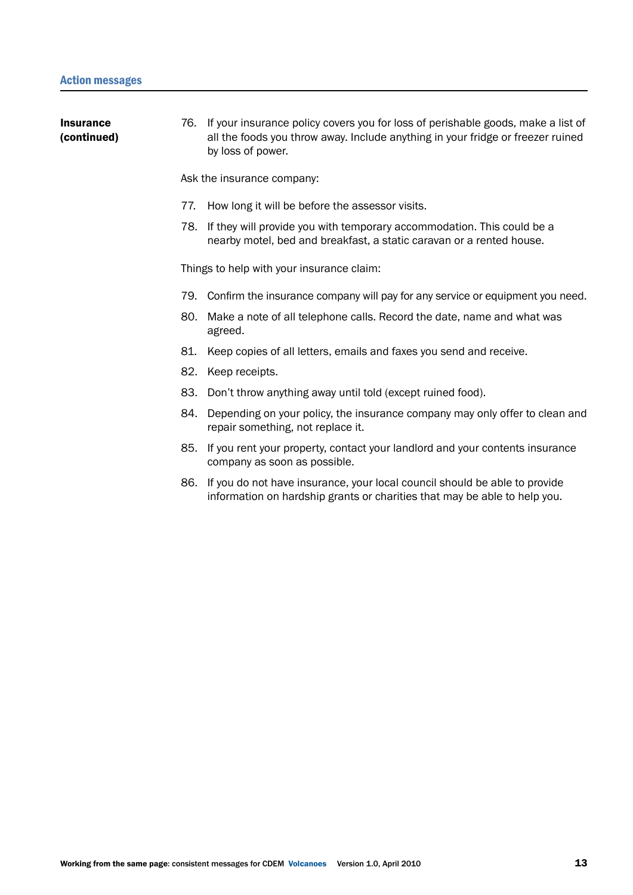**Insurance (continued)**

76. If your insurance policy covers you for loss of perishable goods, make a list of all the foods you throw away. Include anything in your fridge or freezer ruined by loss of power.

Ask the insurance company:

77. How long it will be before the assessor visits.
78. If they will provide you with temporary accommodation. This could be a nearby motel, bed and breakfast, a static caravan or a rented house.

Things to help with your insurance claim:

79. Confirm the insurance company will pay for any service or equipment you need.
80. Make a note of all telephone calls. Record the date, name and what was agreed.
81. Keep copies of all letters, emails and faxes you send and receive.
82. Keep receipts.
83. Don't throw anything away until told (except ruined food).
84. Depending on your policy, the insurance company may only offer to clean and repair something, not replace it.
85. If you rent your property, contact your landlord and your contents insurance company as soon as possible.
86. If you do not have insurance, your local council should be able to provide information on hardship grants or charities that may be able to help you.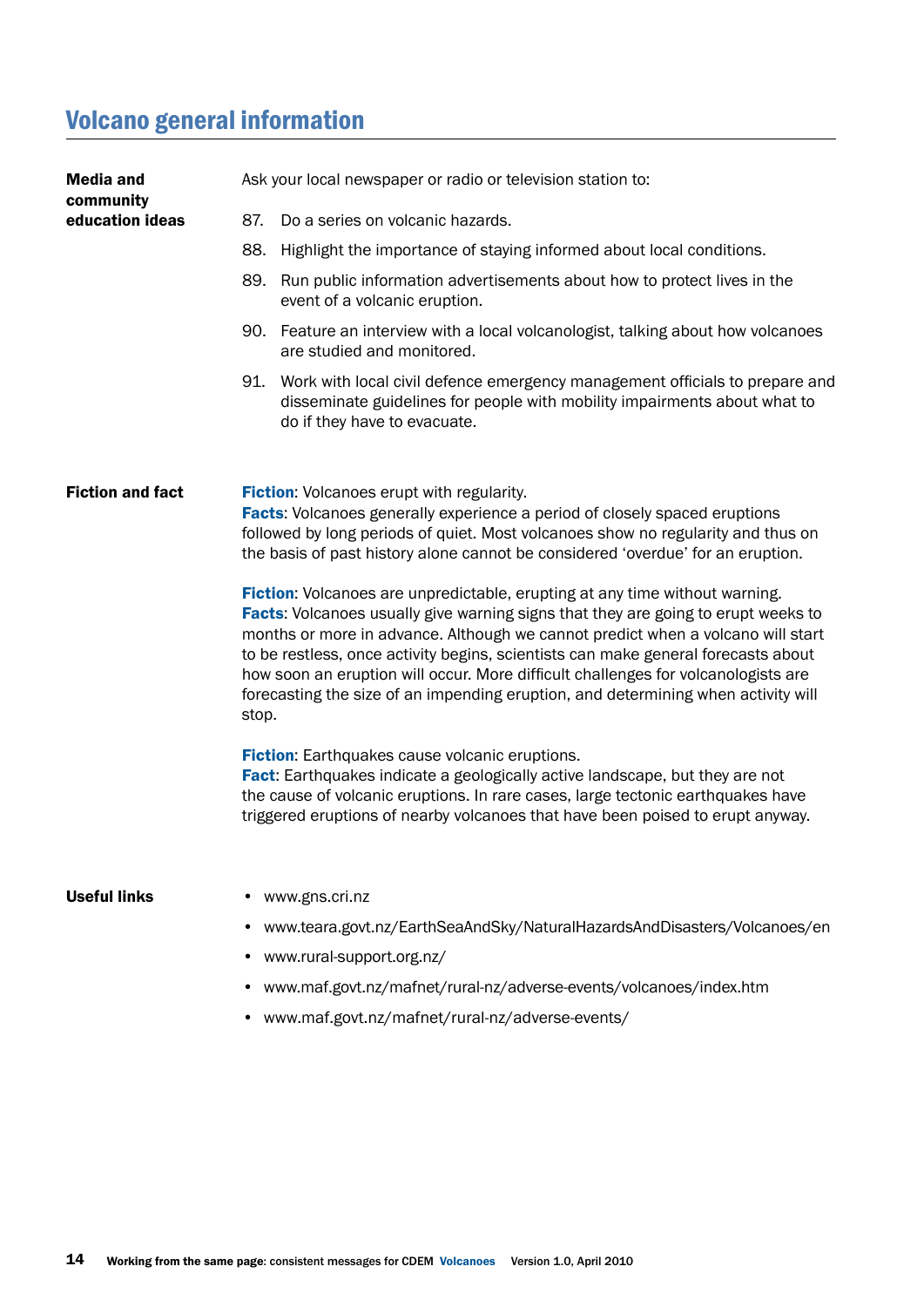## Volcano general information

**Media and community education ideas**

Ask your local newspaper or radio or television station to:

87. Do a series on volcanic hazards.
88. Highlight the importance of staying informed about local conditions.
89. Run public information advertisements about how to protect lives in the event of a volcanic eruption.
90. Feature an interview with a local volcanologist, talking about how volcanoes are studied and monitored.
91. Work with local civil defence emergency management officials to prepare and disseminate guidelines for people with mobility impairments about what to do if they have to evacuate.

**Fiction and fact**

**Fiction**: Volcanoes erupt with regularity.
**Facts**: Volcanoes generally experience a period of closely spaced eruptions followed by long periods of quiet. Most volcanoes show no regularity and thus on the basis of past history alone cannot be considered 'overdue' for an eruption.

**Fiction**: Volcanoes are unpredictable, erupting at any time without warning.
**Facts**: Volcanoes usually give warning signs that they are going to erupt weeks to months or more in advance. Although we cannot predict when a volcano will start to be restless, once activity begins, scientists can make general forecasts about how soon an eruption will occur. More difficult challenges for volcanologists are forecasting the size of an impending eruption, and determining when activity will stop.

**Fiction**: Earthquakes cause volcanic eruptions.
**Fact**: Earthquakes indicate a geologically active landscape, but they are not the cause of volcanic eruptions. In rare cases, large tectonic earthquakes have triggered eruptions of nearby volcanoes that have been poised to erupt anyway.

**Useful links**

- www.gns.cri.nz
- www.teara.govt.nz/EarthSeaAndSky/NaturalHazardsAndDisasters/Volcanoes/en
- www.rural-support.org.nz/
- www.maf.govt.nz/mafnet/rural-nz/adverse-events/volcanoes/index.htm
- www.maf.govt.nz/mafnet/rural-nz/adverse-events/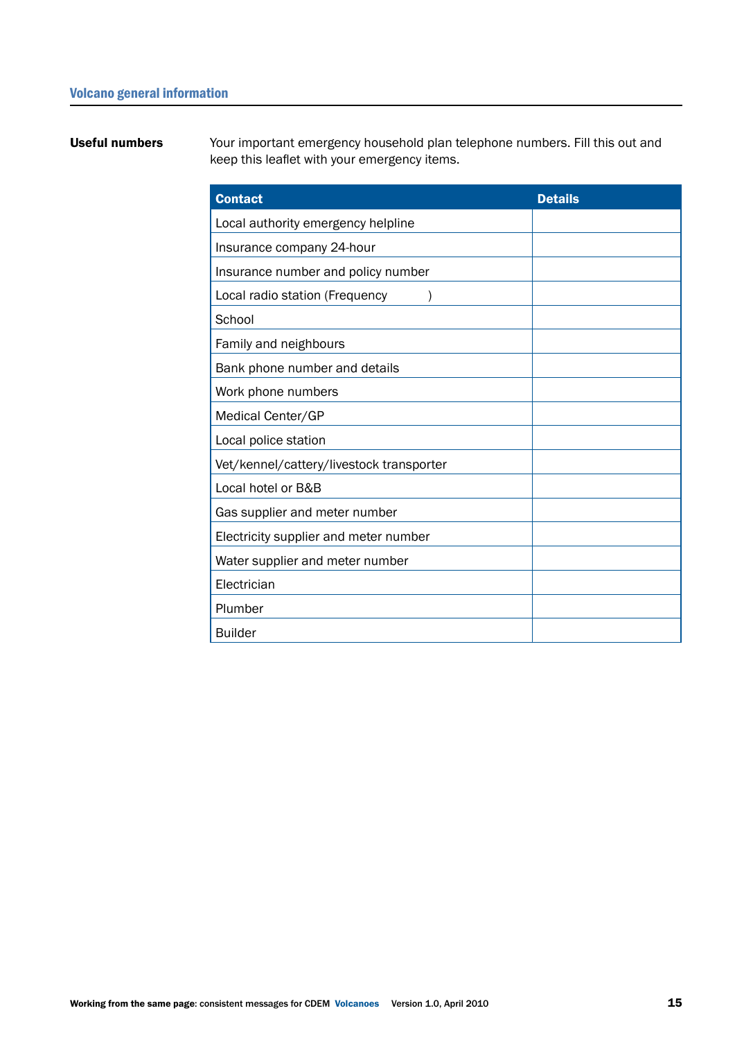## Useful numbers

Your important emergency household plan telephone numbers. Fill this out and keep this leaflet with your emergency items.

| Contact | Details |
| --- | --- |
| Local authority emergency helpline | |
| Insurance company 24-hour | |
| Insurance number and policy number | |
| Local radio station (Frequency ) | |
| School | |
| Family and neighbours | |
| Bank phone number and details | |
| Work phone numbers | |
| Medical Center/GP | |
| Local police station | |
| Vet/kennel/cattery/livestock transporter | |
| Local hotel or B&B | |
| Gas supplier and meter number | |
| Electricity supplier and meter number | |
| Water supplier and meter number | |
| Electrician | |
| Plumber | |
| Builder | |